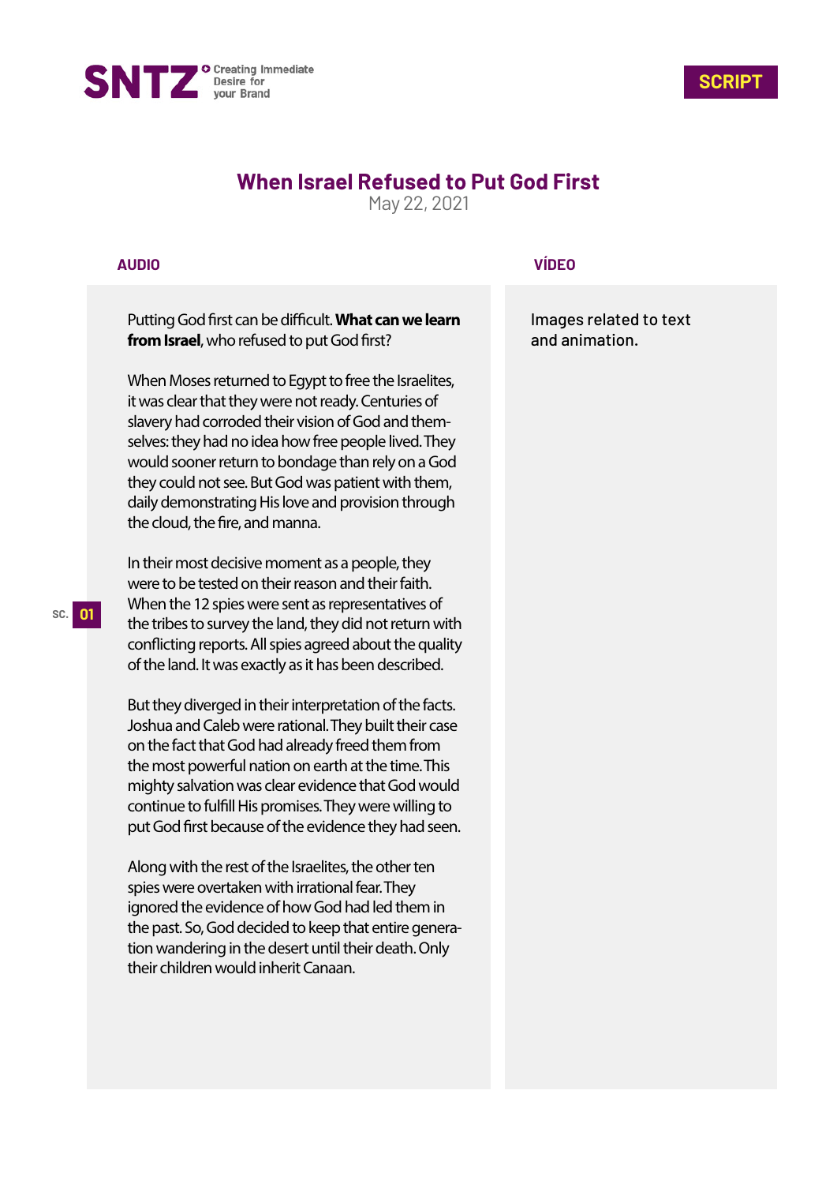SNTZ Creating Immediate Desire for your Brand

**SCRIPT**

# When Israel Refused to Put God First

May 22, 2021

| AUDIO | VÍDEO |
|---|---|
| Putting God first can be difficult. **What can we learn from Israel**, who refused to put God first? | Images related to text and animation. |

Putting God first can be difficult. **What can we learn from Israel**, who refused to put God first?

When Moses returned to Egypt to free the Israelites, it was clear that they were not ready. Centuries of slavery had corroded their vision of God and themselves: they had no idea how free people lived. They would sooner return to bondage than rely on a God they could not see. But God was patient with them, daily demonstrating His love and provision through the cloud, the fire, and manna.

SC. 01

In their most decisive moment as a people, they were to be tested on their reason and their faith. When the 12 spies were sent as representatives of the tribes to survey the land, they did not return with conflicting reports. All spies agreed about the quality of the land. It was exactly as it has been described.

But they diverged in their interpretation of the facts. Joshua and Caleb were rational. They built their case on the fact that God had already freed them from the most powerful nation on earth at the time. This mighty salvation was clear evidence that God would continue to fulfill His promises. They were willing to put God first because of the evidence they had seen.

Along with the rest of the Israelites, the other ten spies were overtaken with irrational fear. They ignored the evidence of how God had led them in the past. So, God decided to keep that entire generation wandering in the desert until their death. Only their children would inherit Canaan.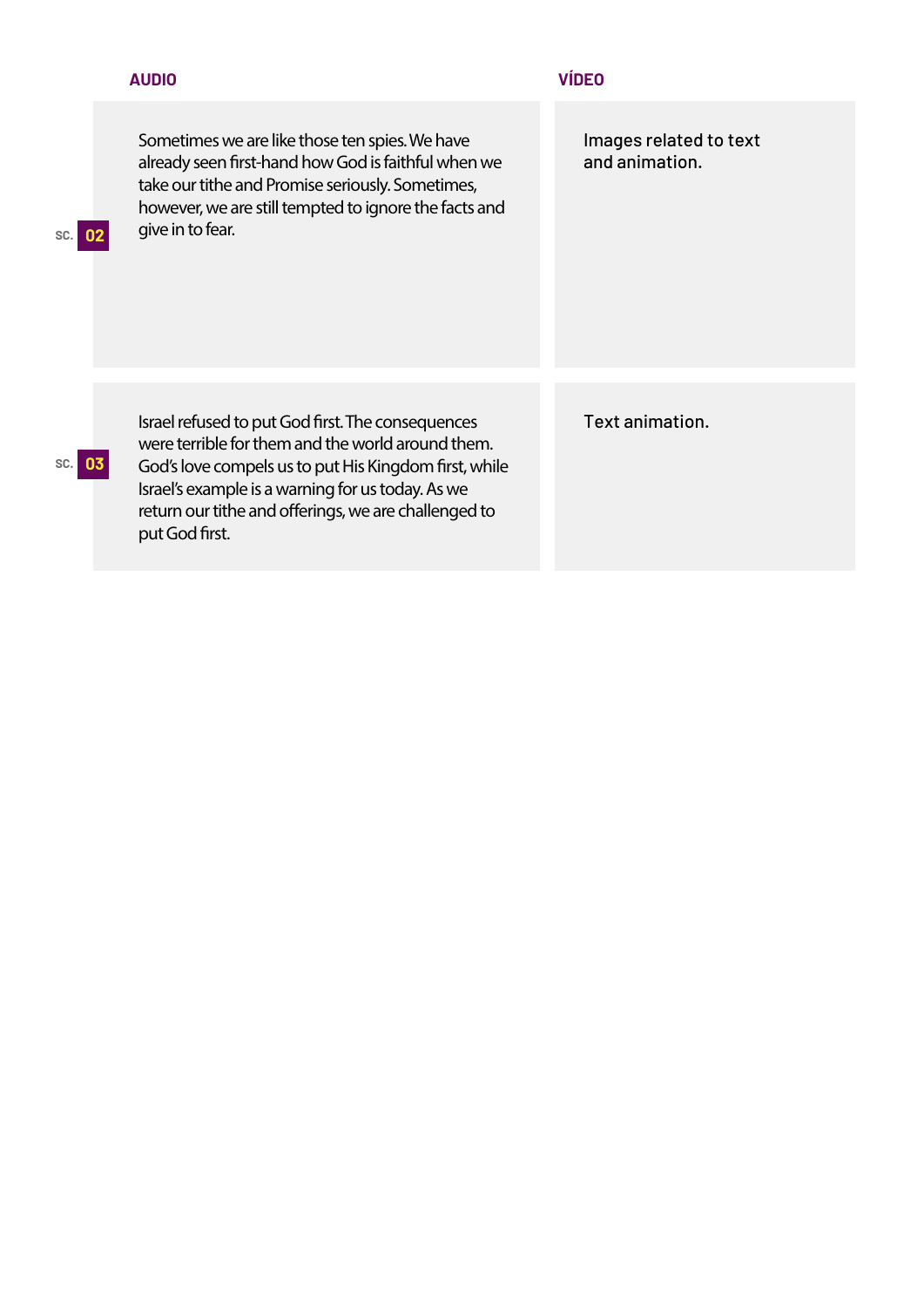| | AUDIO | VÍDEO |
| --- | --- | --- |
| SC. 02 | Sometimes we are like those ten spies. We have already seen first-hand how God is faithful when we take our tithe and Promise seriously. Sometimes, however, we are still tempted to ignore the facts and give in to fear. | Images related to text and animation. |
| SC. 03 | Israel refused to put God first. The consequences were terrible for them and the world around them. God's love compels us to put His Kingdom first, while Israel's example is a warning for us today. As we return our tithe and offerings, we are challenged to put God first. | Text animation. |